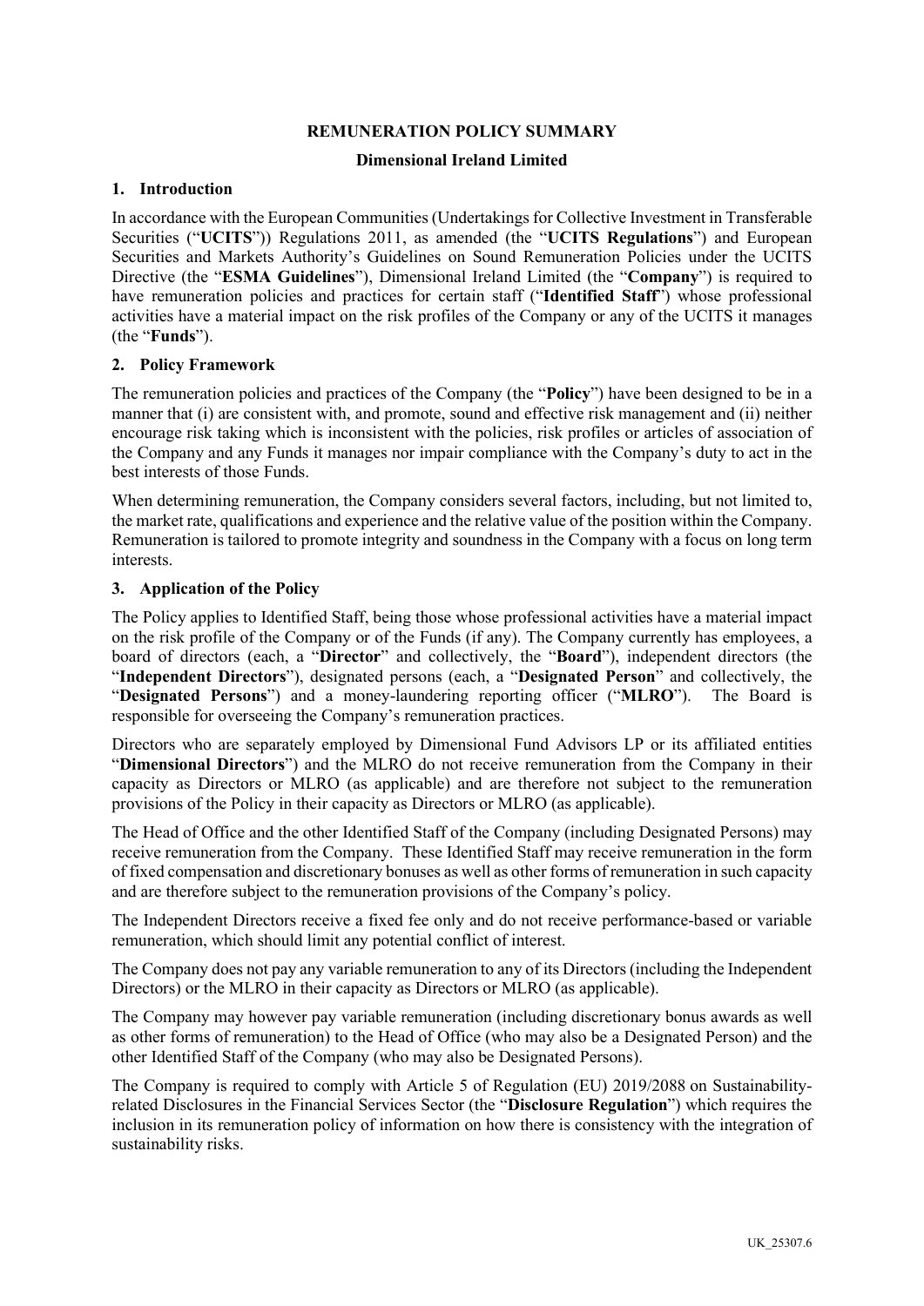# REMUNERATION POLICY SUMMARY

## Dimensional Ireland Limited

### 1. Introduction

In accordance with the European Communities (Undertakings for Collective Investment in Transferable Securities ("**UCITS**")) Regulations 2011, as amended (the "**UCITS Regulations**") and European Securities and Markets Authority's Guidelines on Sound Remuneration Policies under the UCITS Directive (the "**ESMA Guidelines**"), Dimensional Ireland Limited (the "**Company**") is required to have remuneration policies and practices for certain staff ("**Identified Staff**") whose professional activities have a material impact on the risk profiles of the Company or any of the UCITS it manages (the "**Funds**").

### 2. Policy Framework

The remuneration policies and practices of the Company (the "**Policy**") have been designed to be in a manner that (i) are consistent with, and promote, sound and effective risk management and (ii) neither encourage risk taking which is inconsistent with the policies, risk profiles or articles of association of the Company and any Funds it manages nor impair compliance with the Company's duty to act in the best interests of those Funds.

When determining remuneration, the Company considers several factors, including, but not limited to, the market rate, qualifications and experience and the relative value of the position within the Company. Remuneration is tailored to promote integrity and soundness in the Company with a focus on long term interests.

### 3. Application of the Policy

The Policy applies to Identified Staff, being those whose professional activities have a material impact on the risk profile of the Company or of the Funds (if any). The Company currently has employees, a board of directors (each, a "**Director**" and collectively, the "**Board**"), independent directors (the "**Independent Directors**"), designated persons (each, a "**Designated Person**" and collectively, the "**Designated Persons**") and a money-laundering reporting officer ("**MLRO**"). The Board is responsible for overseeing the Company's remuneration practices.

Directors who are separately employed by Dimensional Fund Advisors LP or its affiliated entities "**Dimensional Directors**") and the MLRO do not receive remuneration from the Company in their capacity as Directors or MLRO (as applicable) and are therefore not subject to the remuneration provisions of the Policy in their capacity as Directors or MLRO (as applicable).

The Head of Office and the other Identified Staff of the Company (including Designated Persons) may receive remuneration from the Company. These Identified Staff may receive remuneration in the form of fixed compensation and discretionary bonuses as well as other forms of remuneration in such capacity and are therefore subject to the remuneration provisions of the Company's policy.

The Independent Directors receive a fixed fee only and do not receive performance-based or variable remuneration, which should limit any potential conflict of interest.

The Company does not pay any variable remuneration to any of its Directors (including the Independent Directors) or the MLRO in their capacity as Directors or MLRO (as applicable).

The Company may however pay variable remuneration (including discretionary bonus awards as well as other forms of remuneration) to the Head of Office (who may also be a Designated Person) and the other Identified Staff of the Company (who may also be Designated Persons).

The Company is required to comply with Article 5 of Regulation (EU) 2019/2088 on Sustainability-related Disclosures in the Financial Services Sector (the "**Disclosure Regulation**") which requires the inclusion in its remuneration policy of information on how there is consistency with the integration of sustainability risks.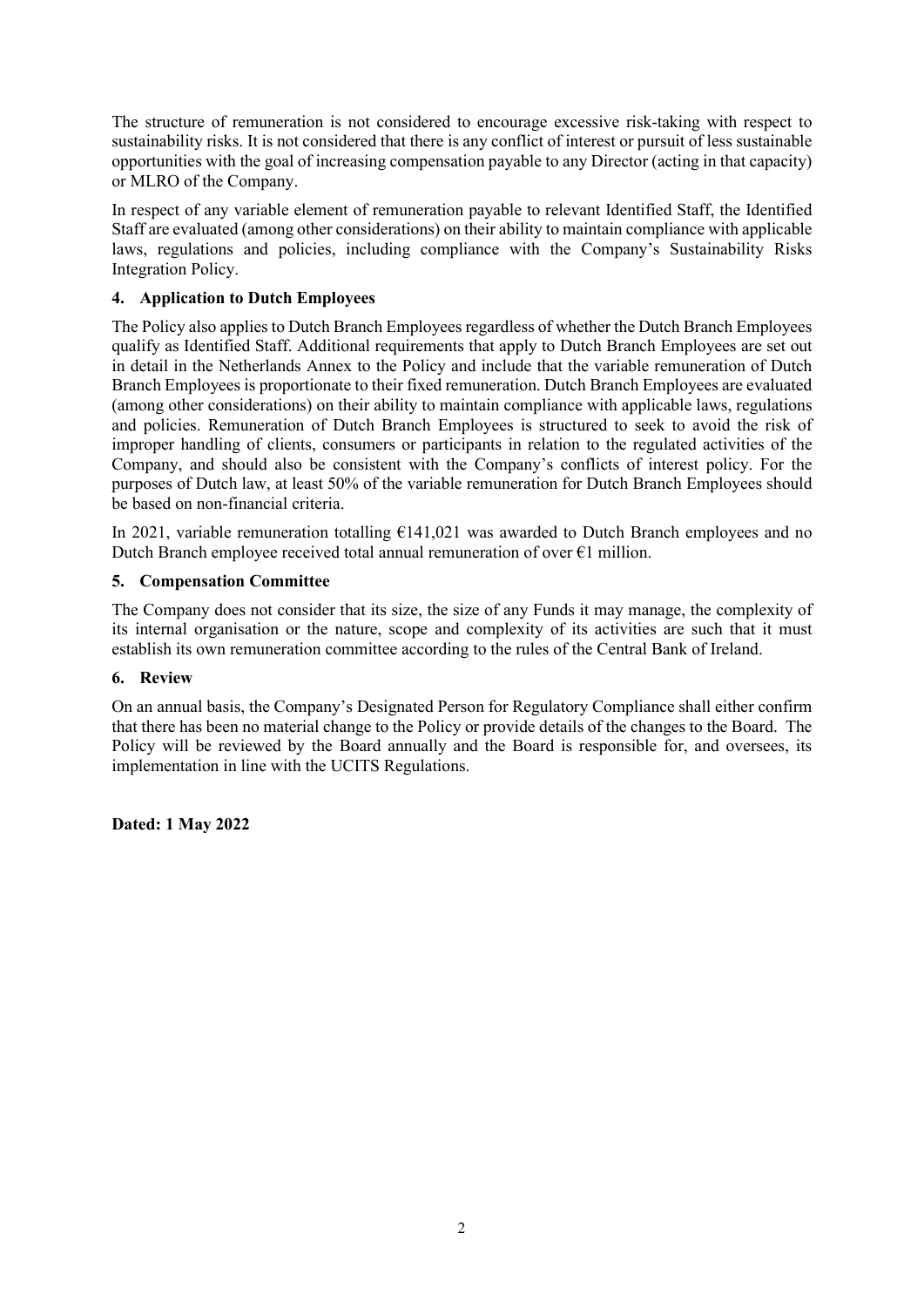The structure of remuneration is not considered to encourage excessive risk-taking with respect to sustainability risks. It is not considered that there is any conflict of interest or pursuit of less sustainable opportunities with the goal of increasing compensation payable to any Director (acting in that capacity) or MLRO of the Company.

In respect of any variable element of remuneration payable to relevant Identified Staff, the Identified Staff are evaluated (among other considerations) on their ability to maintain compliance with applicable laws, regulations and policies, including compliance with the Company's Sustainability Risks Integration Policy.

## 4. Application to Dutch Employees

The Policy also applies to Dutch Branch Employees regardless of whether the Dutch Branch Employees qualify as Identified Staff. Additional requirements that apply to Dutch Branch Employees are set out in detail in the Netherlands Annex to the Policy and include that the variable remuneration of Dutch Branch Employees is proportionate to their fixed remuneration. Dutch Branch Employees are evaluated (among other considerations) on their ability to maintain compliance with applicable laws, regulations and policies. Remuneration of Dutch Branch Employees is structured to seek to avoid the risk of improper handling of clients, consumers or participants in relation to the regulated activities of the Company, and should also be consistent with the Company's conflicts of interest policy. For the purposes of Dutch law, at least 50% of the variable remuneration for Dutch Branch Employees should be based on non-financial criteria.

In 2021, variable remuneration totalling €141,021 was awarded to Dutch Branch employees and no Dutch Branch employee received total annual remuneration of over €1 million.

## 5. Compensation Committee

The Company does not consider that its size, the size of any Funds it may manage, the complexity of its internal organisation or the nature, scope and complexity of its activities are such that it must establish its own remuneration committee according to the rules of the Central Bank of Ireland.

## 6. Review

On an annual basis, the Company's Designated Person for Regulatory Compliance shall either confirm that there has been no material change to the Policy or provide details of the changes to the Board. The Policy will be reviewed by the Board annually and the Board is responsible for, and oversees, its implementation in line with the UCITS Regulations.

**Dated: 1 May 2022**